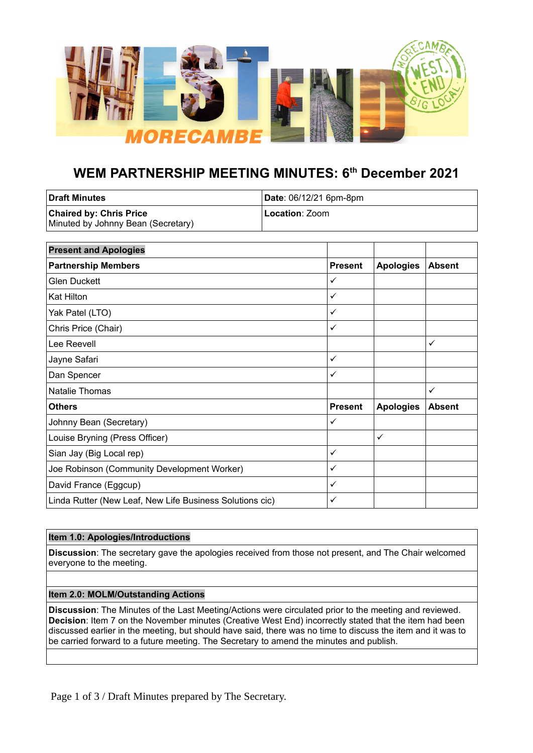# WEM PARTNERSHIP MEETING MINUTES: 6th December 2021

| **Draft Minutes** | **Date**: 06/12/21 6pm-8pm |
|---|---|
| **Chaired by: Chris Price**<br>Minuted by Johnny Bean (Secretary) | **Location**: Zoom |

| **Present and Apologies** | | | |
|---|---|---|---|
| **Partnership Members** | **Present** | **Apologies** | **Absent** |
| Glen Duckett | ✓ | | |
| Kat Hilton | ✓ | | |
| Yak Patel (LTO) | ✓ | | |
| Chris Price (Chair) | ✓ | | |
| Lee Reevell | | | ✓ |
| Jayne Safari | ✓ | | |
| Dan Spencer | ✓ | | |
| Natalie Thomas | | | ✓ |
| **Others** | **Present** | **Apologies** | **Absent** |
| Johnny Bean (Secretary) | ✓ | | |
| Louise Bryning (Press Officer) | | ✓ | |
| Sian Jay (Big Local rep) | ✓ | | |
| Joe Robinson (Community Development Worker) | ✓ | | |
| David France (Eggcup) | ✓ | | |
| Linda Rutter (New Leaf, New Life Business Solutions cic) | ✓ | | |

| **Item 1.0: Apologies/Introductions** |
|---|
| **Discussion**: The secretary gave the apologies received from those not present, and The Chair welcomed everyone to the meeting. |
| |

| **Item 2.0: MOLM/Outstanding Actions** |
|---|
| **Discussion**: The Minutes of the Last Meeting/Actions were circulated prior to the meeting and reviewed.<br>**Decision**: Item 7 on the November minutes (Creative West End) incorrectly stated that the item had been discussed earlier in the meeting, but should have said, there was no time to discuss the item and it was to be carried forward to a future meeting. The Secretary to amend the minutes and publish. |
| |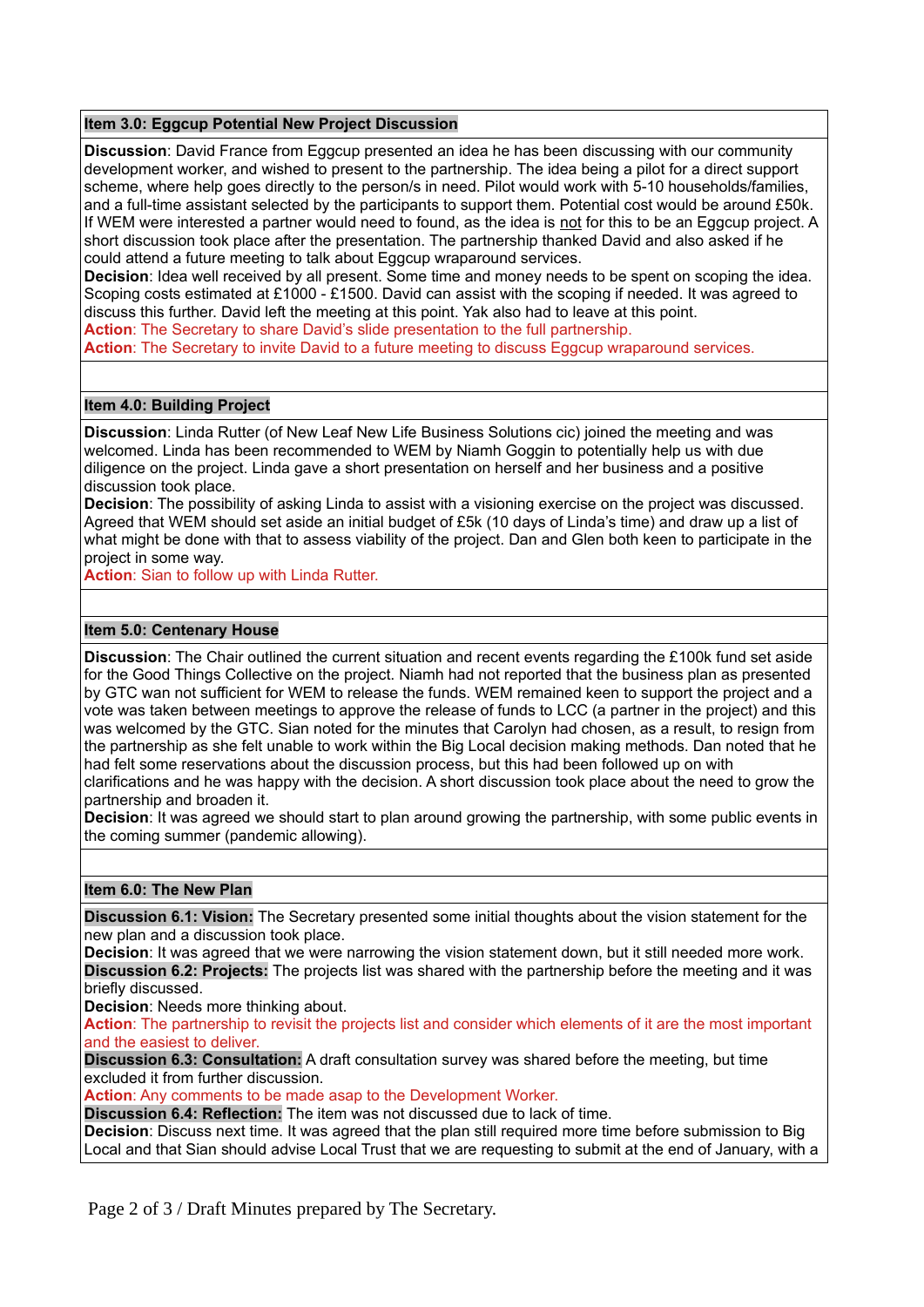### Item 3.0: Eggcup Potential New Project Discussion

**Discussion**: David France from Eggcup presented an idea he has been discussing with our community development worker, and wished to present to the partnership. The idea being a pilot for a direct support scheme, where help goes directly to the person/s in need. Pilot would work with 5-10 households/families, and a full-time assistant selected by the participants to support them. Potential cost would be around £50k. If WEM were interested a partner would need to found, as the idea is <u>not</u> for this to be an Eggcup project. A short discussion took place after the presentation. The partnership thanked David and also asked if he could attend a future meeting to talk about Eggcup wraparound services.

**Decision**: Idea well received by all present. Some time and money needs to be spent on scoping the idea. Scoping costs estimated at £1000 - £1500. David can assist with the scoping if needed. It was agreed to discuss this further. David left the meeting at this point. Yak also had to leave at this point.

**Action**: The Secretary to share David's slide presentation to the full partnership.

**Action**: The Secretary to invite David to a future meeting to discuss Eggcup wraparound services.

### Item 4.0: Building Project

**Discussion**: Linda Rutter (of New Leaf New Life Business Solutions cic) joined the meeting and was welcomed. Linda has been recommended to WEM by Niamh Goggin to potentially help us with due diligence on the project. Linda gave a short presentation on herself and her business and a positive discussion took place.

**Decision**: The possibility of asking Linda to assist with a visioning exercise on the project was discussed. Agreed that WEM should set aside an initial budget of £5k (10 days of Linda's time) and draw up a list of what might be done with that to assess viability of the project. Dan and Glen both keen to participate in the project in some way.

**Action**: Sian to follow up with Linda Rutter.

### Item 5.0: Centenary House

**Discussion**: The Chair outlined the current situation and recent events regarding the £100k fund set aside for the Good Things Collective on the project. Niamh had not reported that the business plan as presented by GTC wan not sufficient for WEM to release the funds. WEM remained keen to support the project and a vote was taken between meetings to approve the release of funds to LCC (a partner in the project) and this was welcomed by the GTC. Sian noted for the minutes that Carolyn had chosen, as a result, to resign from the partnership as she felt unable to work within the Big Local decision making methods. Dan noted that he had felt some reservations about the discussion process, but this had been followed up on with clarifications and he was happy with the decision. A short discussion took place about the need to grow the partnership and broaden it.

**Decision**: It was agreed we should start to plan around growing the partnership, with some public events in the coming summer (pandemic allowing).

### Item 6.0: The New Plan

**Discussion 6.1: Vision:** The Secretary presented some initial thoughts about the vision statement for the new plan and a discussion took place.

**Decision**: It was agreed that we were narrowing the vision statement down, but it still needed more work.

**Discussion 6.2: Projects:** The projects list was shared with the partnership before the meeting and it was briefly discussed.

**Decision**: Needs more thinking about.

**Action**: The partnership to revisit the projects list and consider which elements of it are the most important and the easiest to deliver.

**Discussion 6.3: Consultation:** A draft consultation survey was shared before the meeting, but time excluded it from further discussion.

**Action**: Any comments to be made asap to the Development Worker.

**Discussion 6.4: Reflection:** The item was not discussed due to lack of time.

**Decision**: Discuss next time. It was agreed that the plan still required more time before submission to Big Local and that Sian should advise Local Trust that we are requesting to submit at the end of January, with a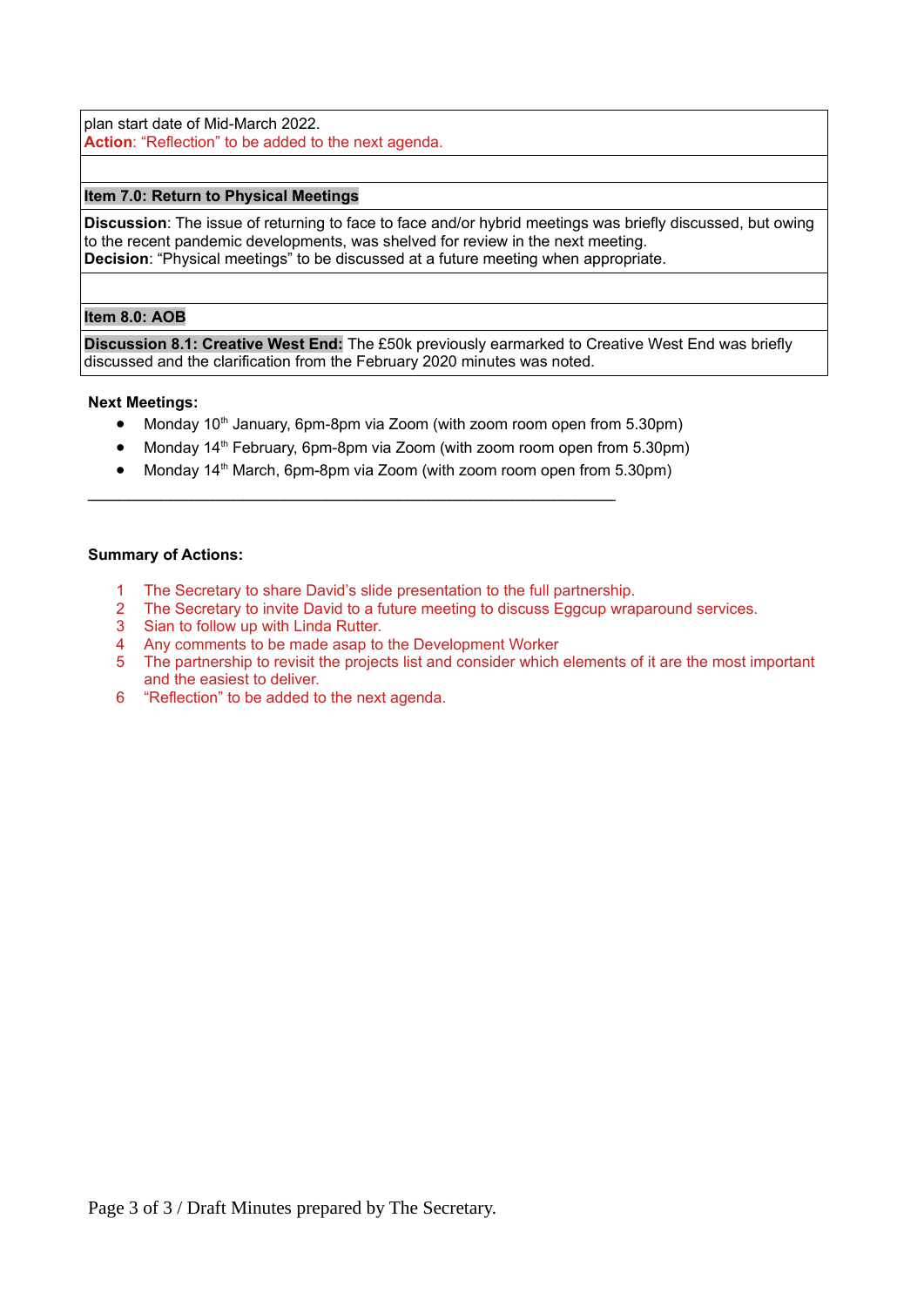| |
|---|
| plan start date of Mid-March 2022.<br>**Action**: “Reflection” to be added to the next agenda. |
| |
| **Item 7.0: Return to Physical Meetings** |
| **Discussion**: The issue of returning to face to face and/or hybrid meetings was briefly discussed, but owing to the recent pandemic developments, was shelved for review in the next meeting.<br>**Decision**: “Physical meetings” to be discussed at a future meeting when appropriate. |
| |
| **Item 8.0: AOB** |
| **Discussion 8.1: Creative West End:** The £50k previously earmarked to Creative West End was briefly discussed and the clarification from the February 2020 minutes was noted. |

**Next Meetings:**

- Monday 10th January, 6pm-8pm via Zoom (with zoom room open from 5.30pm)
- Monday 14th February, 6pm-8pm via Zoom (with zoom room open from 5.30pm)
- Monday 14th March, 6pm-8pm via Zoom (with zoom room open from 5.30pm)

---

**Summary of Actions:**

1. The Secretary to share David’s slide presentation to the full partnership.
2. The Secretary to invite David to a future meeting to discuss Eggcup wraparound services.
3. Sian to follow up with Linda Rutter.
4. Any comments to be made asap to the Development Worker
5. The partnership to revisit the projects list and consider which elements of it are the most important and the easiest to deliver.
6. “Reflection” to be added to the next agenda.

Draft Minutes prepared by The Secretary.